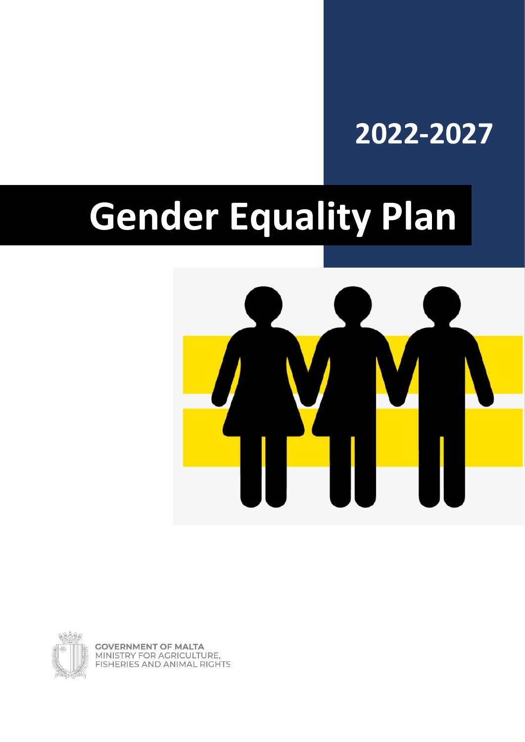2022-2027

# Gender Equality Plan

GOVERNMENT OF MALTA
MINISTRY FOR AGRICULTURE,
FISHERIES AND ANIMAL RIGHTS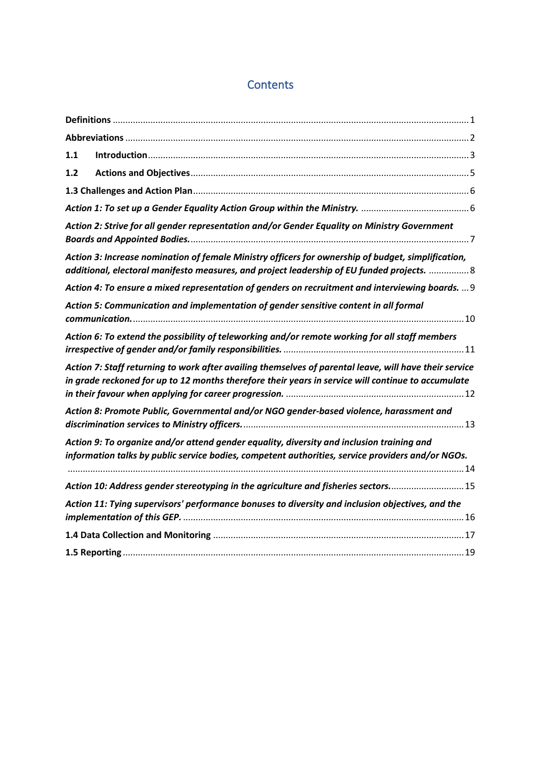## Contents

**Definitions** ........ 1

**Abbreviations** ........ 2

**1.1 Introduction** ........ 3

**1.2 Actions and Objectives** ........ 5

**1.3 Challenges and Action Plan** ........ 6

***Action 1: To set up a Gender Equality Action Group within the Ministry.*** ........ 6

***Action 2: Strive for all gender representation and/or Gender Equality on Ministry Government Boards and Appointed Bodies.*** ........ 7

***Action 3: Increase nomination of female Ministry officers for ownership of budget, simplification, additional, electoral manifesto measures, and project leadership of EU funded projects.*** ........ 8

***Action 4: To ensure a mixed representation of genders on recruitment and interviewing boards.*** ........ 9

***Action 5: Communication and implementation of gender sensitive content in all formal communication.*** ........ 10

***Action 6: To extend the possibility of teleworking and/or remote working for all staff members irrespective of gender and/or family responsibilities.*** ........ 11

***Action 7: Staff returning to work after availing themselves of parental leave, will have their service in grade reckoned for up to 12 months therefore their years in service will continue to accumulate in their favour when applying for career progression.*** ........ 12

***Action 8: Promote Public, Governmental and/or NGO gender-based violence, harassment and discrimination services to Ministry officers.*** ........ 13

***Action 9: To organize and/or attend gender equality, diversity and inclusion training and information talks by public service bodies, competent authorities, service providers and/or NGOs.*** ........ 14

***Action 10: Address gender stereotyping in the agriculture and fisheries sectors.*** ........ 15

***Action 11: Tying supervisors' performance bonuses to diversity and inclusion objectives, and the implementation of this GEP.*** ........ 16

**1.4 Data Collection and Monitoring** ........ 17

**1.5 Reporting** ........ 19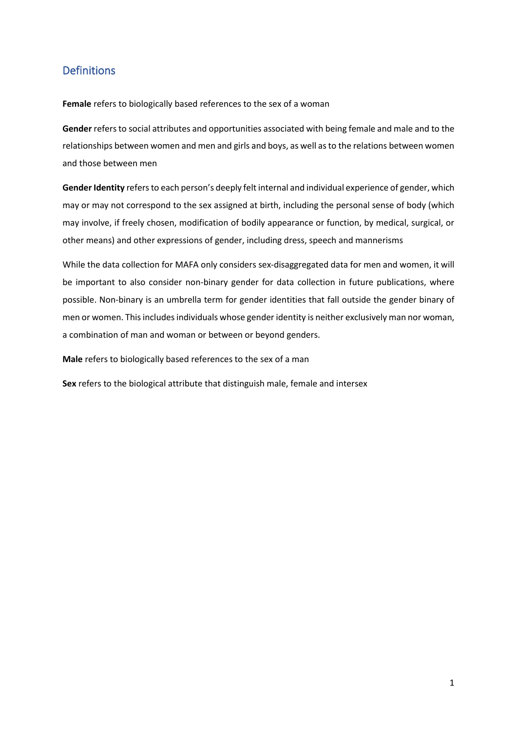## Definitions

**Female** refers to biologically based references to the sex of a woman

**Gender** refers to social attributes and opportunities associated with being female and male and to the relationships between women and men and girls and boys, as well as to the relations between women and those between men

**Gender Identity** refers to each person's deeply felt internal and individual experience of gender, which may or may not correspond to the sex assigned at birth, including the personal sense of body (which may involve, if freely chosen, modification of bodily appearance or function, by medical, surgical, or other means) and other expressions of gender, including dress, speech and mannerisms

While the data collection for MAFA only considers sex-disaggregated data for men and women, it will be important to also consider non-binary gender for data collection in future publications, where possible. Non-binary is an umbrella term for gender identities that fall outside the gender binary of men or women. This includes individuals whose gender identity is neither exclusively man nor woman, a combination of man and woman or between or beyond genders.

**Male** refers to biologically based references to the sex of a man

**Sex** refers to the biological attribute that distinguish male, female and intersex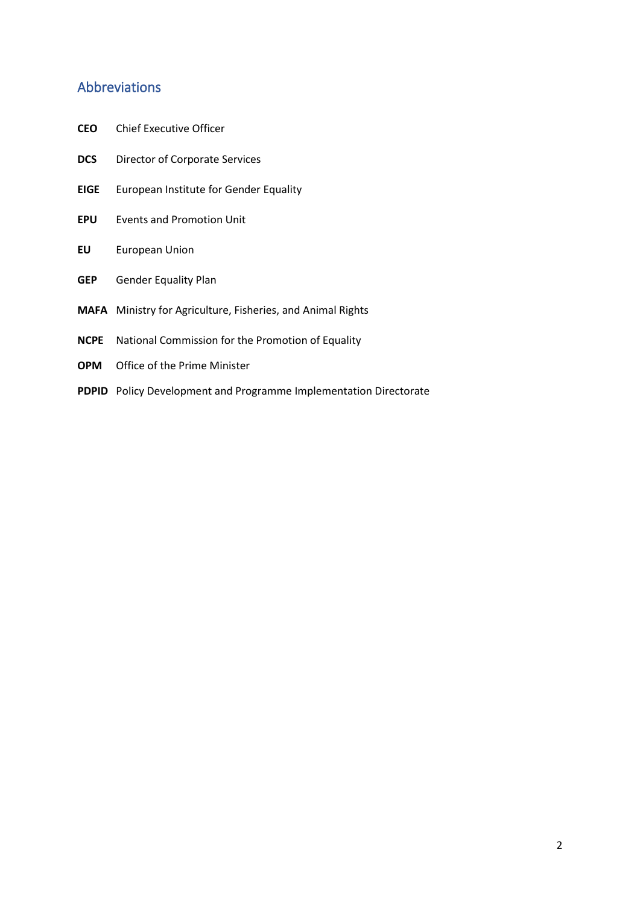## Abbreviations

| | |
|---|---|
| **CEO** | Chief Executive Officer |
| **DCS** | Director of Corporate Services |
| **EIGE** | European Institute for Gender Equality |
| **EPU** | Events and Promotion Unit |
| **EU** | European Union |
| **GEP** | Gender Equality Plan |
| **MAFA** | Ministry for Agriculture, Fisheries, and Animal Rights |
| **NCPE** | National Commission for the Promotion of Equality |
| **OPM** | Office of the Prime Minister |
| **PDPID** | Policy Development and Programme Implementation Directorate |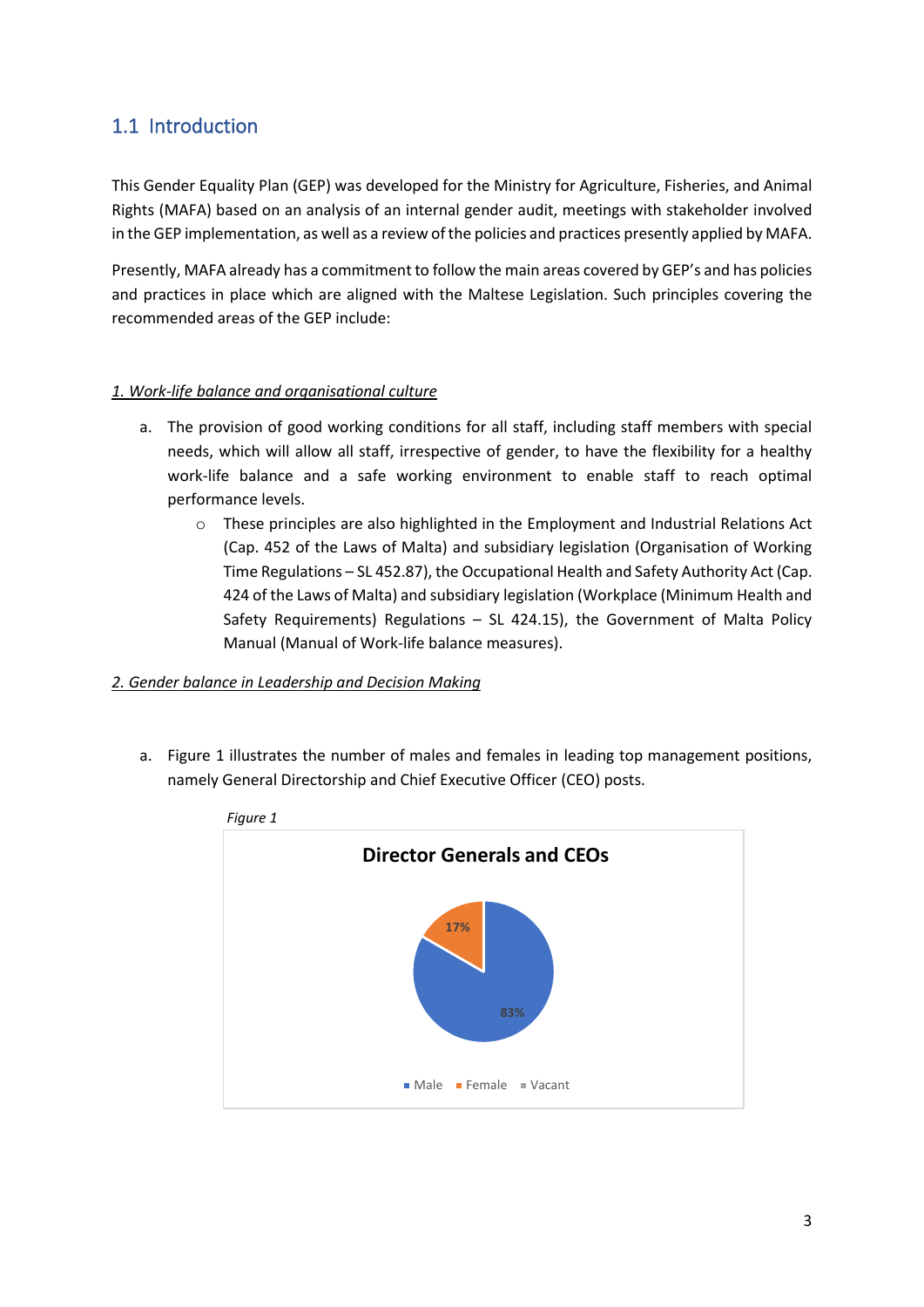## 1.1 Introduction

This Gender Equality Plan (GEP) was developed for the Ministry for Agriculture, Fisheries, and Animal Rights (MAFA) based on an analysis of an internal gender audit, meetings with stakeholder involved in the GEP implementation, as well as a review of the policies and practices presently applied by MAFA.

Presently, MAFA already has a commitment to follow the main areas covered by GEP's and has policies and practices in place which are aligned with the Maltese Legislation. Such principles covering the recommended areas of the GEP include:

_1. Work-life balance and organisational culture_

a. The provision of good working conditions for all staff, including staff members with special needs, which will allow all staff, irrespective of gender, to have the flexibility for a healthy work-life balance and a safe working environment to enable staff to reach optimal performance levels.
   - These principles are also highlighted in the Employment and Industrial Relations Act (Cap. 452 of the Laws of Malta) and subsidiary legislation (Organisation of Working Time Regulations – SL 452.87), the Occupational Health and Safety Authority Act (Cap. 424 of the Laws of Malta) and subsidiary legislation (Workplace (Minimum Health and Safety Requirements) Regulations – SL 424.15), the Government of Malta Policy Manual (Manual of Work-life balance measures).

_2. Gender balance in Leadership and Decision Making_

a. Figure 1 illustrates the number of males and females in leading top management positions, namely General Directorship and Chief Executive Officer (CEO) posts.

*Figure 1*

**Director Generals and CEOs**

| Category | Share |
| --- | --- |
| Male | 83% |
| Female | 17% |
| Vacant | |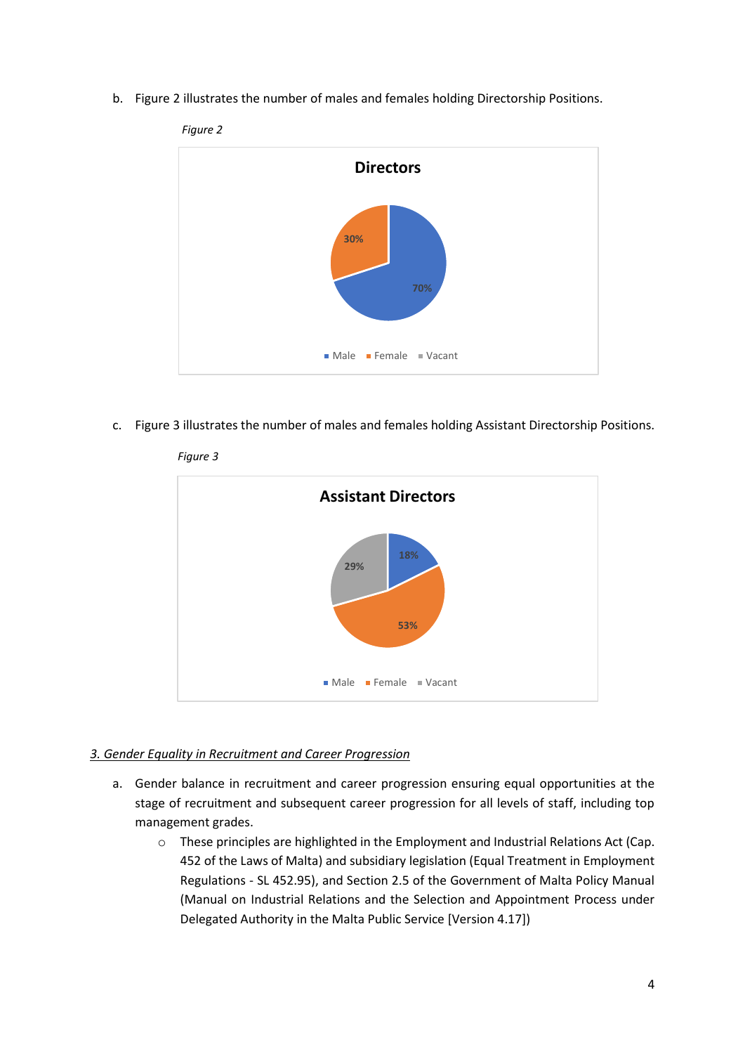b. Figure 2 illustrates the number of males and females holding Directorship Positions.

*Figure 2*

**Directors**

| | Percentage |
|---|---|
| Male | 70% |
| Female | 30% |
| Vacant | |

c. Figure 3 illustrates the number of males and females holding Assistant Directorship Positions.

*Figure 3*

**Assistant Directors**

| | Percentage |
|---|---|
| Male | 18% |
| Female | 53% |
| Vacant | 29% |

*3. Gender Equality in Recruitment and Career Progression*

a. Gender balance in recruitment and career progression ensuring equal opportunities at the stage of recruitment and subsequent career progression for all levels of staff, including top management grades.

- These principles are highlighted in the Employment and Industrial Relations Act (Cap. 452 of the Laws of Malta) and subsidiary legislation (Equal Treatment in Employment Regulations - SL 452.95), and Section 2.5 of the Government of Malta Policy Manual (Manual on Industrial Relations and the Selection and Appointment Process under Delegated Authority in the Malta Public Service [Version 4.17])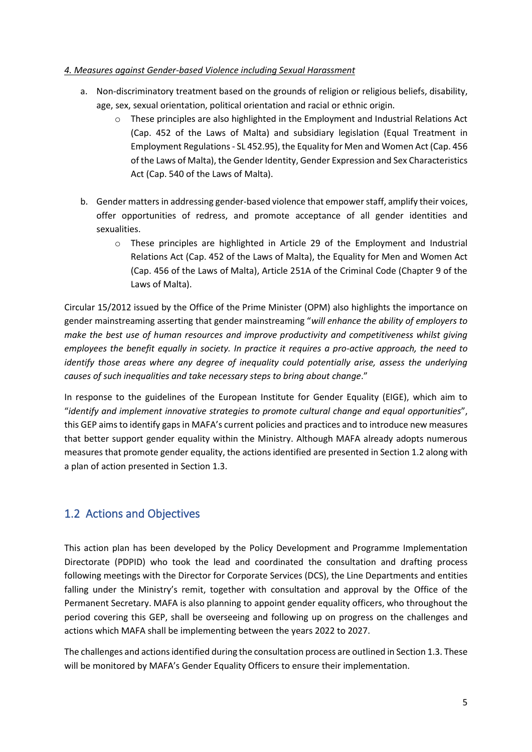*4. Measures against Gender-based Violence including Sexual Harassment*

a. Non-discriminatory treatment based on the grounds of religion or religious beliefs, disability, age, sex, sexual orientation, political orientation and racial or ethnic origin.
    - These principles are also highlighted in the Employment and Industrial Relations Act (Cap. 452 of the Laws of Malta) and subsidiary legislation (Equal Treatment in Employment Regulations - SL 452.95), the Equality for Men and Women Act (Cap. 456 of the Laws of Malta), the Gender Identity, Gender Expression and Sex Characteristics Act (Cap. 540 of the Laws of Malta).

b. Gender matters in addressing gender-based violence that empower staff, amplify their voices, offer opportunities of redress, and promote acceptance of all gender identities and sexualities.
    - These principles are highlighted in Article 29 of the Employment and Industrial Relations Act (Cap. 452 of the Laws of Malta), the Equality for Men and Women Act (Cap. 456 of the Laws of Malta), Article 251A of the Criminal Code (Chapter 9 of the Laws of Malta).

Circular 15/2012 issued by the Office of the Prime Minister (OPM) also highlights the importance on gender mainstreaming asserting that gender mainstreaming "*will enhance the ability of employers to make the best use of human resources and improve productivity and competitiveness whilst giving employees the benefit equally in society. In practice it requires a pro-active approach, the need to identify those areas where any degree of inequality could potentially arise, assess the underlying causes of such inequalities and take necessary steps to bring about change*."

In response to the guidelines of the European Institute for Gender Equality (EIGE), which aim to "*identify and implement innovative strategies to promote cultural change and equal opportunities*", this GEP aims to identify gaps in MAFA's current policies and practices and to introduce new measures that better support gender equality within the Ministry. Although MAFA already adopts numerous measures that promote gender equality, the actions identified are presented in Section 1.2 along with a plan of action presented in Section 1.3.

## 1.2 Actions and Objectives

This action plan has been developed by the Policy Development and Programme Implementation Directorate (PDPID) who took the lead and coordinated the consultation and drafting process following meetings with the Director for Corporate Services (DCS), the Line Departments and entities falling under the Ministry's remit, together with consultation and approval by the Office of the Permanent Secretary. MAFA is also planning to appoint gender equality officers, who throughout the period covering this GEP, shall be overseeing and following up on progress on the challenges and actions which MAFA shall be implementing between the years 2022 to 2027.

The challenges and actions identified during the consultation process are outlined in Section 1.3. These will be monitored by MAFA's Gender Equality Officers to ensure their implementation.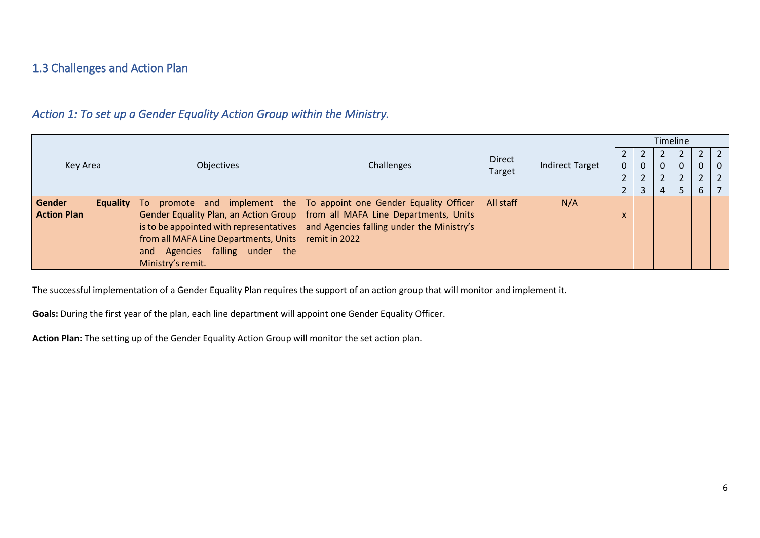## 1.3 Challenges and Action Plan

### *Action 1: To set up a Gender Equality Action Group within the Ministry.*

| Key Area | Objectives | Challenges | Direct Target | Indirect Target | Timeline | | | | | |
|---|---|---|---|---|---|---|---|---|---|---|
| | | | | | 2022 | 2023 | 2024 | 2025 | 2026 | 2027 |
| **Gender Equality Action Plan** | To promote and implement the Gender Equality Plan, an Action Group is to be appointed with representatives from all MAFA Line Departments, Units and Agencies falling under the Ministry's remit. | To appoint one Gender Equality Officer from all MAFA Line Departments, Units and Agencies falling under the Ministry's remit in 2022 | All staff | N/A | x | | | | | |

The successful implementation of a Gender Equality Plan requires the support of an action group that will monitor and implement it.

**Goals:** During the first year of the plan, each line department will appoint one Gender Equality Officer.

**Action Plan:** The setting up of the Gender Equality Action Group will monitor the set action plan.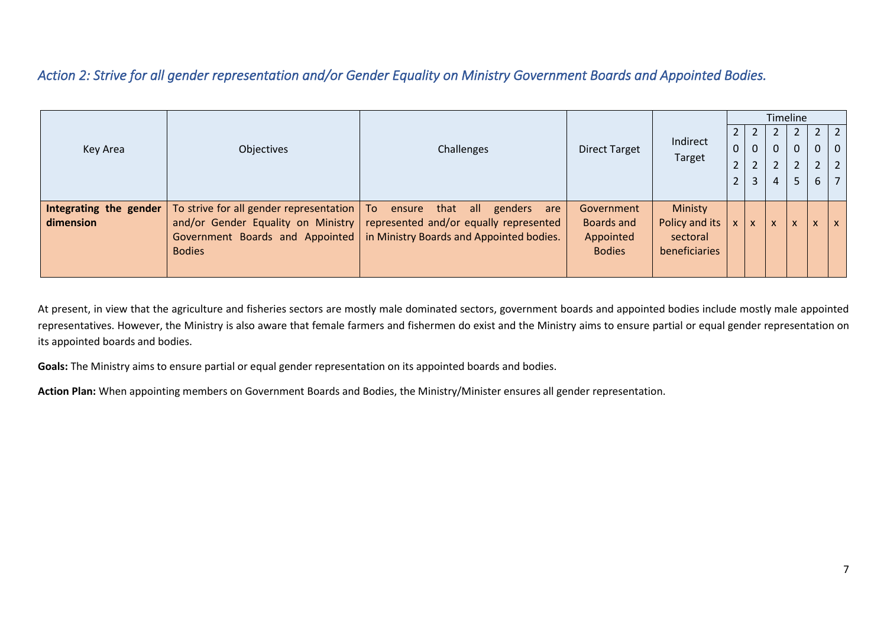### *Action 2: Strive for all gender representation and/or Gender Equality on Ministry Government Boards and Appointed Bodies.*

| Key Area | Objectives | Challenges | Direct Target | Indirect Target | Timeline | | | | | |
|---|---|---|---|---|---|---|---|---|---|---|
| | | | | | 2022 | 2023 | 2024 | 2025 | 2026 | 2027 |
| **Integrating the gender dimension** | To strive for all gender representation and/or Gender Equality on Ministry Government Boards and Appointed Bodies | To ensure that all genders are represented and/or equally represented in Ministry Boards and Appointed bodies. | Government Boards and Appointed Bodies | Ministy Policy and its sectoral beneficiaries | x | x | x | x | x | x |

At present, in view that the agriculture and fisheries sectors are mostly male dominated sectors, government boards and appointed bodies include mostly male appointed representatives. However, the Ministry is also aware that female farmers and fishermen do exist and the Ministry aims to ensure partial or equal gender representation on its appointed boards and bodies.

**Goals:** The Ministry aims to ensure partial or equal gender representation on its appointed boards and bodies.

**Action Plan:** When appointing members on Government Boards and Bodies, the Ministry/Minister ensures all gender representation.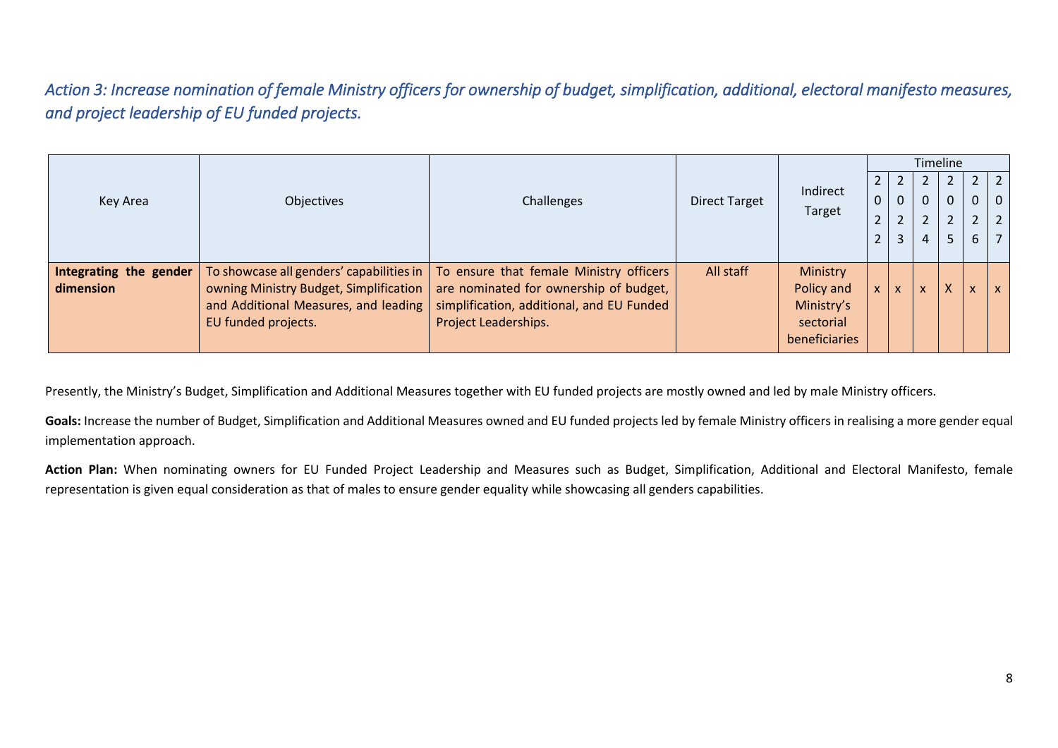*Action 3: Increase nomination of female Ministry officers for ownership of budget, simplification, additional, electoral manifesto measures, and project leadership of EU funded projects.*

| Key Area | Objectives | Challenges | Direct Target | Indirect Target | Timeline | | | | | |
|---|---|---|---|---|---|---|---|---|---|---|
| | | | | | 2022 | 2023 | 2024 | 2025 | 2026 | 2027 |
| **Integrating the gender dimension** | To showcase all genders' capabilities in owning Ministry Budget, Simplification and Additional Measures, and leading EU funded projects. | To ensure that female Ministry officers are nominated for ownership of budget, simplification, additional, and EU Funded Project Leaderships. | All staff | Ministry Policy and Ministry's sectorial beneficiaries | x | x | x | X | x | x |

Presently, the Ministry's Budget, Simplification and Additional Measures together with EU funded projects are mostly owned and led by male Ministry officers.

**Goals:** Increase the number of Budget, Simplification and Additional Measures owned and EU funded projects led by female Ministry officers in realising a more gender equal implementation approach.

**Action Plan:** When nominating owners for EU Funded Project Leadership and Measures such as Budget, Simplification, Additional and Electoral Manifesto, female representation is given equal consideration as that of males to ensure gender equality while showcasing all genders capabilities.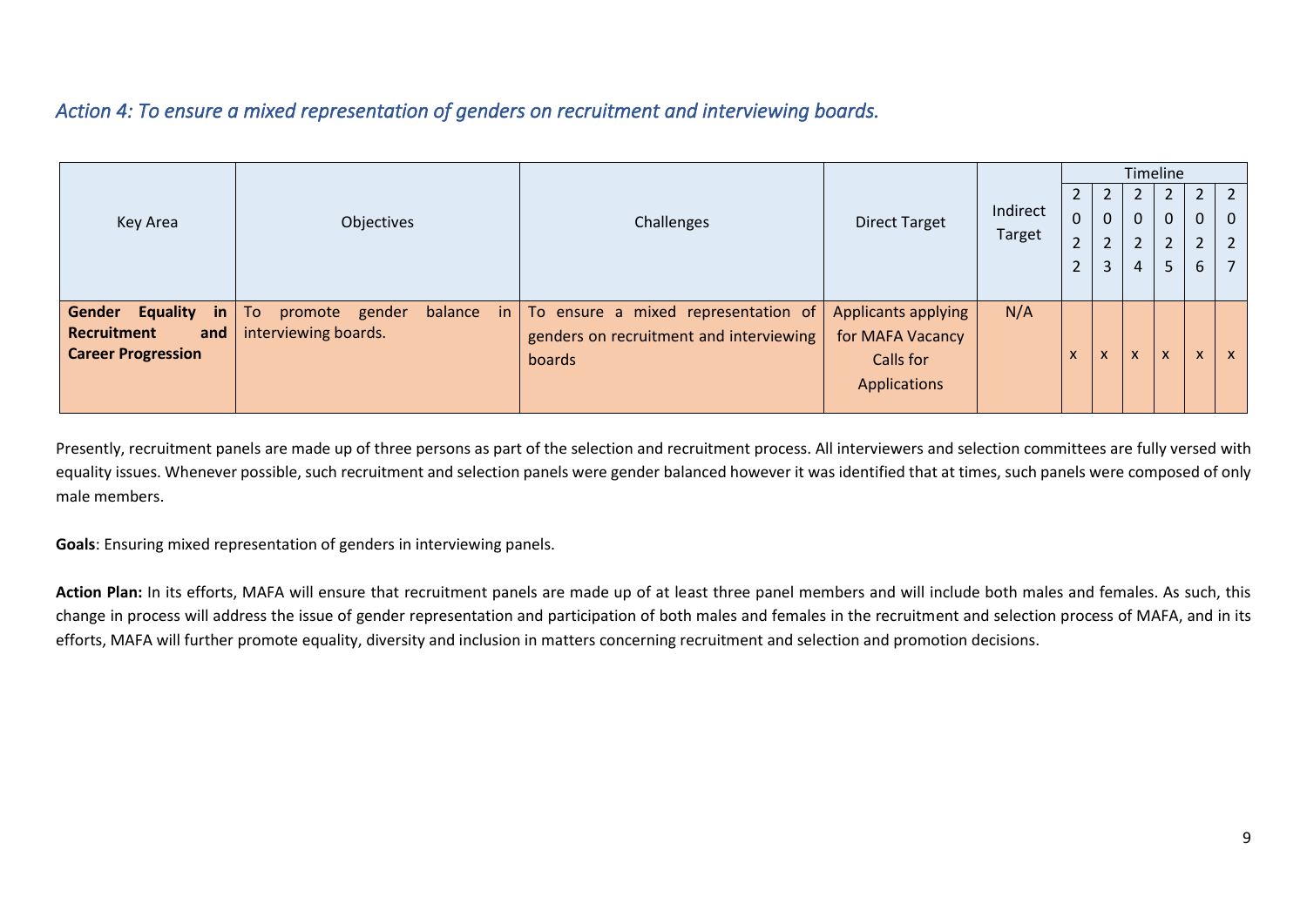## *Action 4: To ensure a mixed representation of genders on recruitment and interviewing boards.*

| Key Area | Objectives | Challenges | Direct Target | Indirect Target | Timeline | | | | | |
|---|---|---|---|---|---|---|---|---|---|---|
| | | | | | 2022 | 2023 | 2024 | 2025 | 2026 | 2027 |
| **Gender Equality in Recruitment and Career Progression** | To promote gender balance in interviewing boards. | To ensure a mixed representation of genders on recruitment and interviewing boards | Applicants applying for MAFA Vacancy Calls for Applications | N/A | x | x | x | x | x | x |

Presently, recruitment panels are made up of three persons as part of the selection and recruitment process. All interviewers and selection committees are fully versed with equality issues. Whenever possible, such recruitment and selection panels were gender balanced however it was identified that at times, such panels were composed of only male members.

**Goals**: Ensuring mixed representation of genders in interviewing panels.

**Action Plan:** In its efforts, MAFA will ensure that recruitment panels are made up of at least three panel members and will include both males and females. As such, this change in process will address the issue of gender representation and participation of both males and females in the recruitment and selection process of MAFA, and in its efforts, MAFA will further promote equality, diversity and inclusion in matters concerning recruitment and selection and promotion decisions.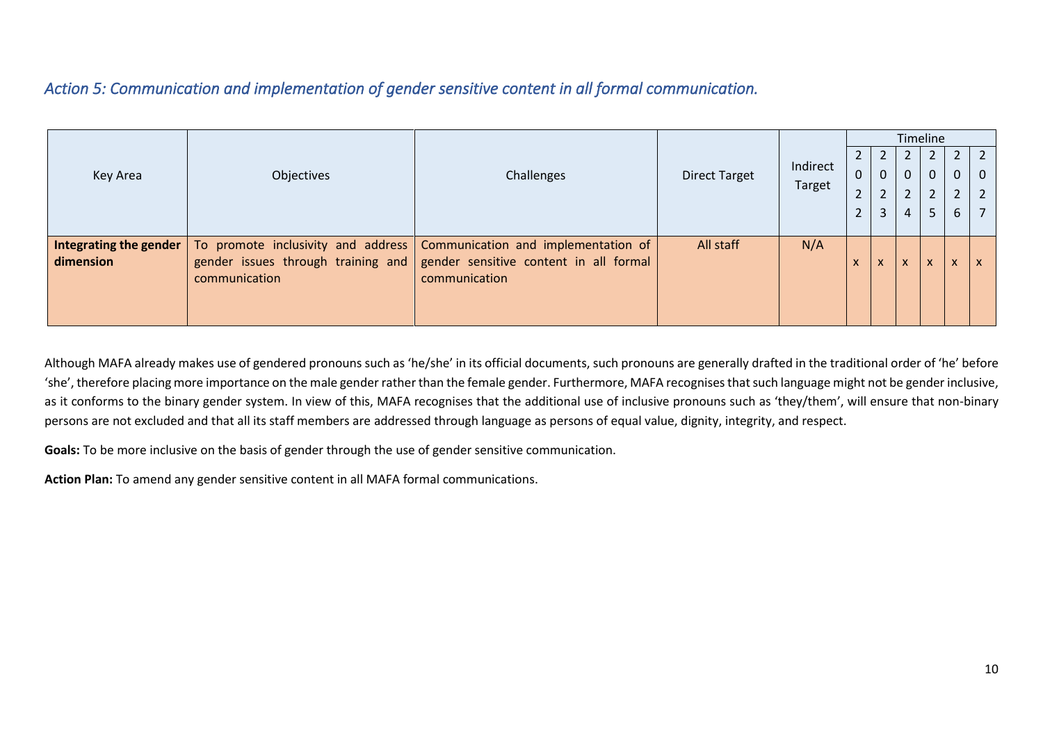*Action 5: Communication and implementation of gender sensitive content in all formal communication.*

| Key Area | Objectives | Challenges | Direct Target | Indirect Target | Timeline | | | | | |
|---|---|---|---|---|---|---|---|---|---|---|
| | | | | | 2022 | 2023 | 2024 | 2025 | 2026 | 2027 |
| **Integrating the gender dimension** | To promote inclusivity and address gender issues through training and communication | Communication and implementation of gender sensitive content in all formal communication | All staff | N/A | x | x | x | x | x | x |

Although MAFA already makes use of gendered pronouns such as 'he/she' in its official documents, such pronouns are generally drafted in the traditional order of 'he' before 'she', therefore placing more importance on the male gender rather than the female gender. Furthermore, MAFA recognises that such language might not be gender inclusive, as it conforms to the binary gender system. In view of this, MAFA recognises that the additional use of inclusive pronouns such as 'they/them', will ensure that non-binary persons are not excluded and that all its staff members are addressed through language as persons of equal value, dignity, integrity, and respect.

**Goals:** To be more inclusive on the basis of gender through the use of gender sensitive communication.

**Action Plan:** To amend any gender sensitive content in all MAFA formal communications.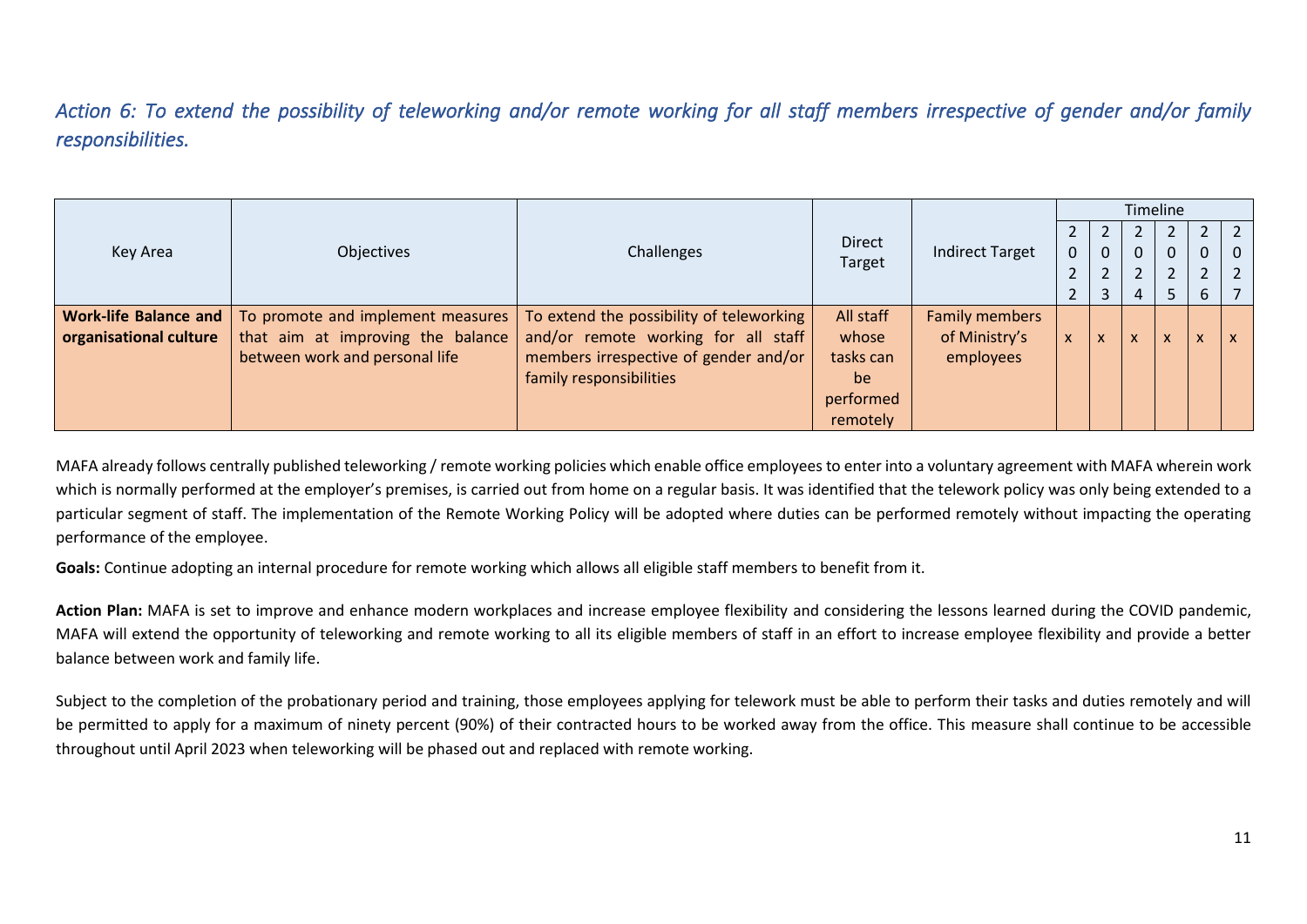*Action 6: To extend the possibility of teleworking and/or remote working for all staff members irrespective of gender and/or family responsibilities.*

| Key Area | Objectives | Challenges | Direct Target | Indirect Target | Timeline | | | | | |
|---|---|---|---|---|---|---|---|---|---|---|
| | | | | | 2022 | 2023 | 2024 | 2025 | 2026 | 2027 |
| **Work-life Balance and organisational culture** | To promote and implement measures that aim at improving the balance between work and personal life | To extend the possibility of teleworking and/or remote working for all staff members irrespective of gender and/or family responsibilities | All staff whose tasks can be performed remotely | Family members of Ministry's employees | x | x | x | x | x | x |

MAFA already follows centrally published teleworking / remote working policies which enable office employees to enter into a voluntary agreement with MAFA wherein work which is normally performed at the employer's premises, is carried out from home on a regular basis. It was identified that the telework policy was only being extended to a particular segment of staff. The implementation of the Remote Working Policy will be adopted where duties can be performed remotely without impacting the operating performance of the employee.

**Goals:** Continue adopting an internal procedure for remote working which allows all eligible staff members to benefit from it.

**Action Plan:** MAFA is set to improve and enhance modern workplaces and increase employee flexibility and considering the lessons learned during the COVID pandemic, MAFA will extend the opportunity of teleworking and remote working to all its eligible members of staff in an effort to increase employee flexibility and provide a better balance between work and family life.

Subject to the completion of the probationary period and training, those employees applying for telework must be able to perform their tasks and duties remotely and will be permitted to apply for a maximum of ninety percent (90%) of their contracted hours to be worked away from the office. This measure shall continue to be accessible throughout until April 2023 when teleworking will be phased out and replaced with remote working.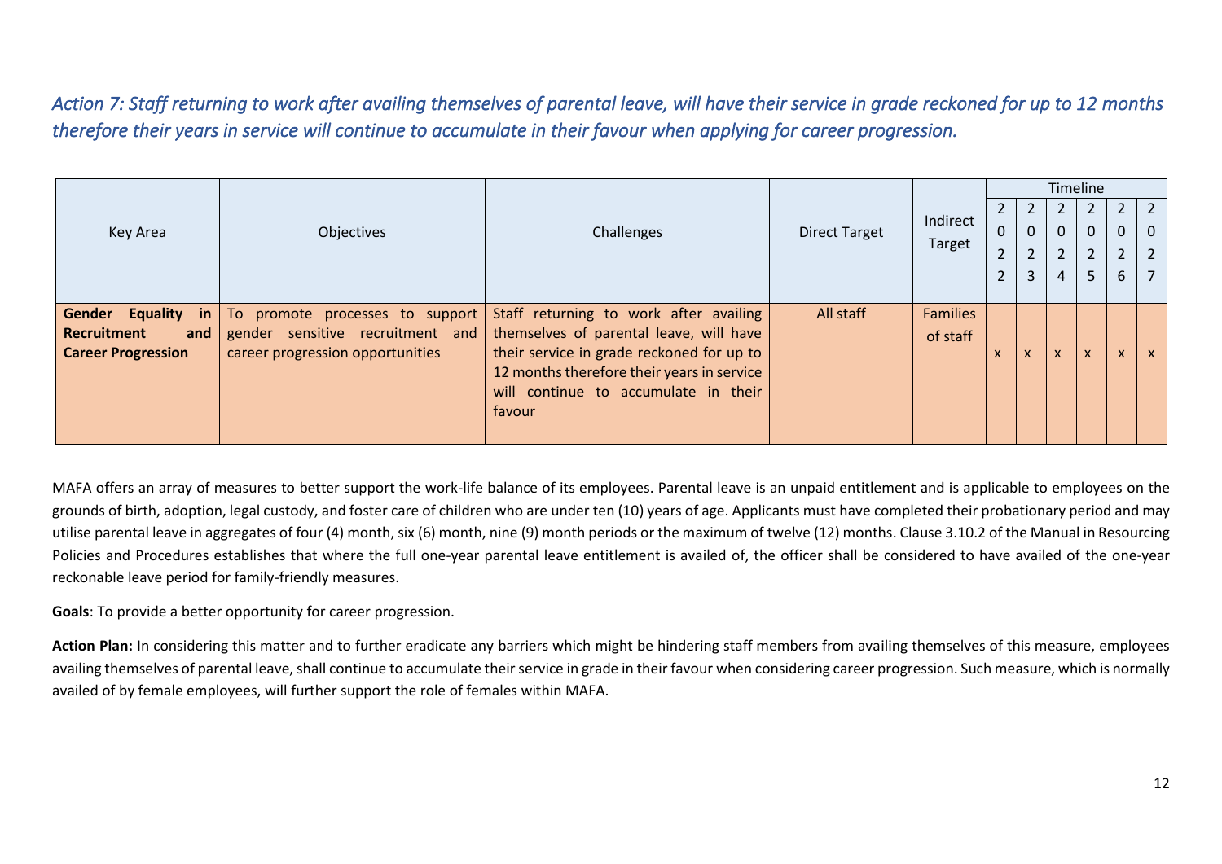*Action 7: Staff returning to work after availing themselves of parental leave, will have their service in grade reckoned for up to 12 months therefore their years in service will continue to accumulate in their favour when applying for career progression.*

| Key Area | Objectives | Challenges | Direct Target | Indirect Target | Timeline | | | | | |
|---|---|---|---|---|---|---|---|---|---|---|
| | | | | | 2022 | 2023 | 2024 | 2025 | 2026 | 2027 |
| **Gender Equality in Recruitment and Career Progression** | To promote processes to support gender sensitive recruitment and career progression opportunities | Staff returning to work after availing themselves of parental leave, will have their service in grade reckoned for up to 12 months therefore their years in service will continue to accumulate in their favour | All staff | Families of staff | x | x | x | x | x | x |

MAFA offers an array of measures to better support the work-life balance of its employees. Parental leave is an unpaid entitlement and is applicable to employees on the grounds of birth, adoption, legal custody, and foster care of children who are under ten (10) years of age. Applicants must have completed their probationary period and may utilise parental leave in aggregates of four (4) month, six (6) month, nine (9) month periods or the maximum of twelve (12) months. Clause 3.10.2 of the Manual in Resourcing Policies and Procedures establishes that where the full one-year parental leave entitlement is availed of, the officer shall be considered to have availed of the one-year reckonable leave period for family-friendly measures.

**Goals**: To provide a better opportunity for career progression.

**Action Plan:** In considering this matter and to further eradicate any barriers which might be hindering staff members from availing themselves of this measure, employees availing themselves of parental leave, shall continue to accumulate their service in grade in their favour when considering career progression. Such measure, which is normally availed of by female employees, will further support the role of females within MAFA.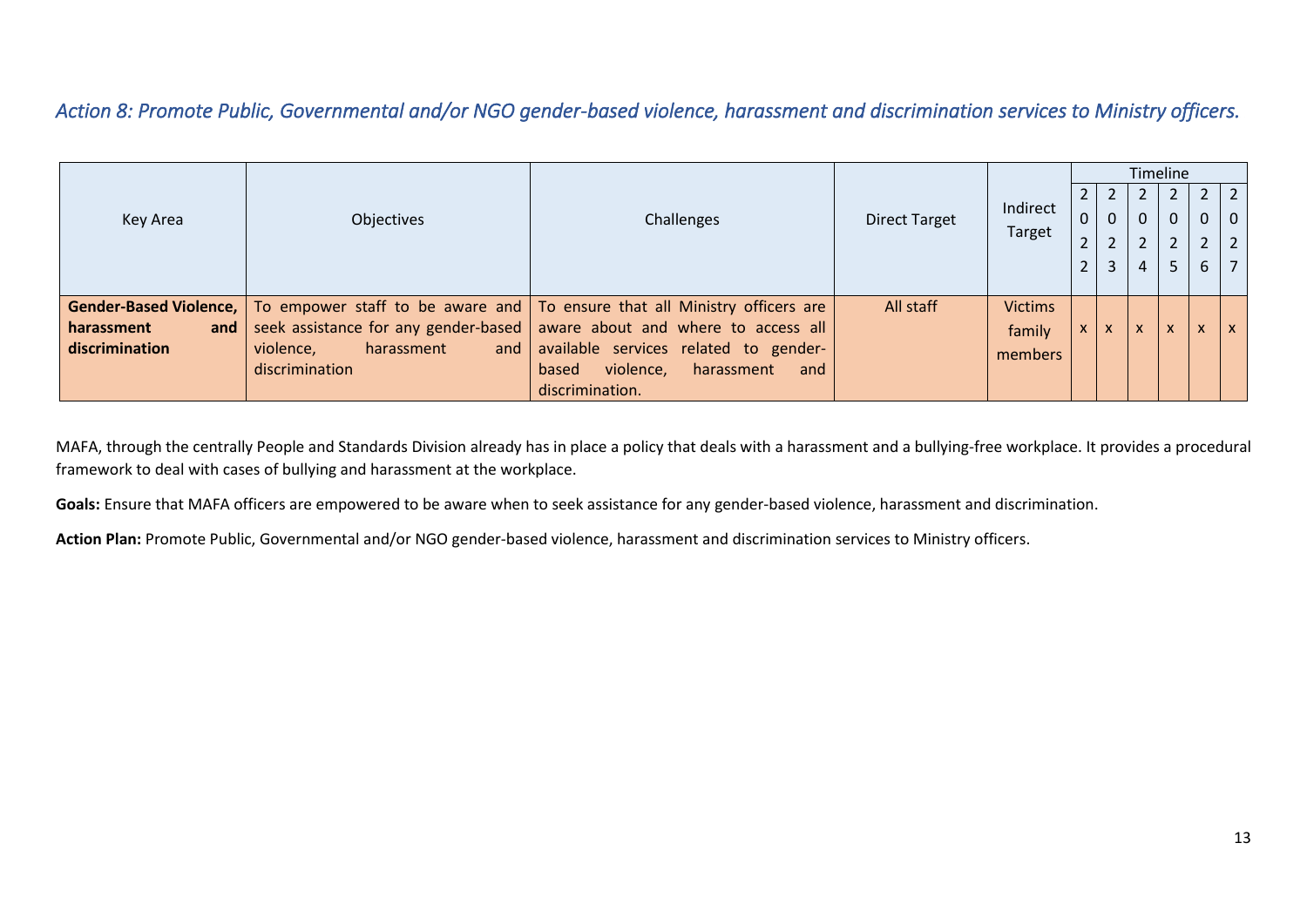*Action 8: Promote Public, Governmental and/or NGO gender-based violence, harassment and discrimination services to Ministry officers.*

| Key Area | Objectives | Challenges | Direct Target | Indirect Target | Timeline | | | | | |
|---|---|---|---|---|---|---|---|---|---|---|
| | | | | | 2022 | 2023 | 2024 | 2025 | 2026 | 2027 |
| **Gender-Based Violence, harassment and discrimination** | To empower staff to be aware and seek assistance for any gender-based violence, harassment and discrimination | To ensure that all Ministry officers are aware about and where to access all available services related to gender-based violence, harassment and discrimination. | All staff | Victims family members | x | x | x | x | x | x |

MAFA, through the centrally People and Standards Division already has in place a policy that deals with a harassment and a bullying-free workplace. It provides a procedural framework to deal with cases of bullying and harassment at the workplace.

**Goals:** Ensure that MAFA officers are empowered to be aware when to seek assistance for any gender-based violence, harassment and discrimination.

**Action Plan:** Promote Public, Governmental and/or NGO gender-based violence, harassment and discrimination services to Ministry officers.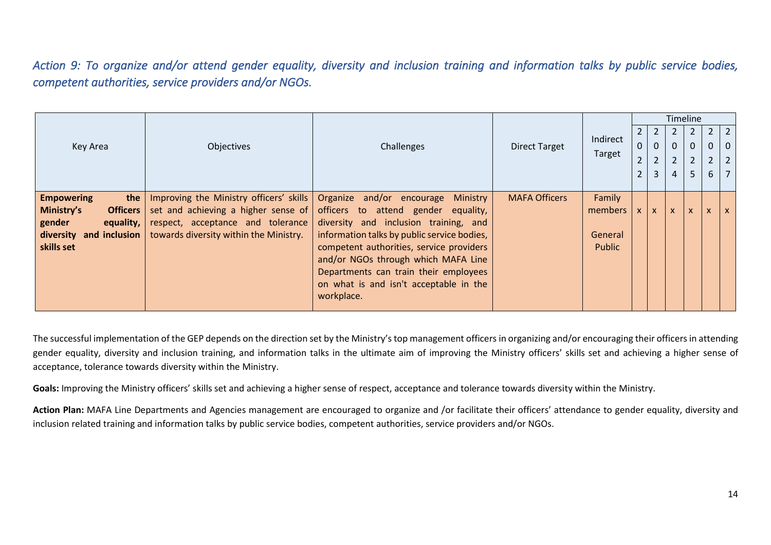*Action 9: To organize and/or attend gender equality, diversity and inclusion training and information talks by public service bodies, competent authorities, service providers and/or NGOs.*

| Key Area | Objectives | Challenges | Direct Target | Indirect Target | Timeline | | | | | |
|---|---|---|---|---|---|---|---|---|---|---|
| | | | | | 2022 | 2023 | 2024 | 2025 | 2026 | 2027 |
| **Empowering the Ministry's Officers gender equality, diversity and inclusion skills set** | Improving the Ministry officers' skills set and achieving a higher sense of respect, acceptance and tolerance towards diversity within the Ministry. | Organize and/or encourage Ministry officers to attend gender equality, diversity and inclusion training, and information talks by public service bodies, competent authorities, service providers and/or NGOs through which MAFA Line Departments can train their employees on what is and isn't acceptable in the workplace. | MAFA Officers | Family members<br><br>General Public | x | x | x | x | x | x |

The successful implementation of the GEP depends on the direction set by the Ministry's top management officers in organizing and/or encouraging their officers in attending gender equality, diversity and inclusion training, and information talks in the ultimate aim of improving the Ministry officers' skills set and achieving a higher sense of acceptance, tolerance towards diversity within the Ministry.

**Goals:** Improving the Ministry officers' skills set and achieving a higher sense of respect, acceptance and tolerance towards diversity within the Ministry.

**Action Plan:** MAFA Line Departments and Agencies management are encouraged to organize and /or facilitate their officers' attendance to gender equality, diversity and inclusion related training and information talks by public service bodies, competent authorities, service providers and/or NGOs.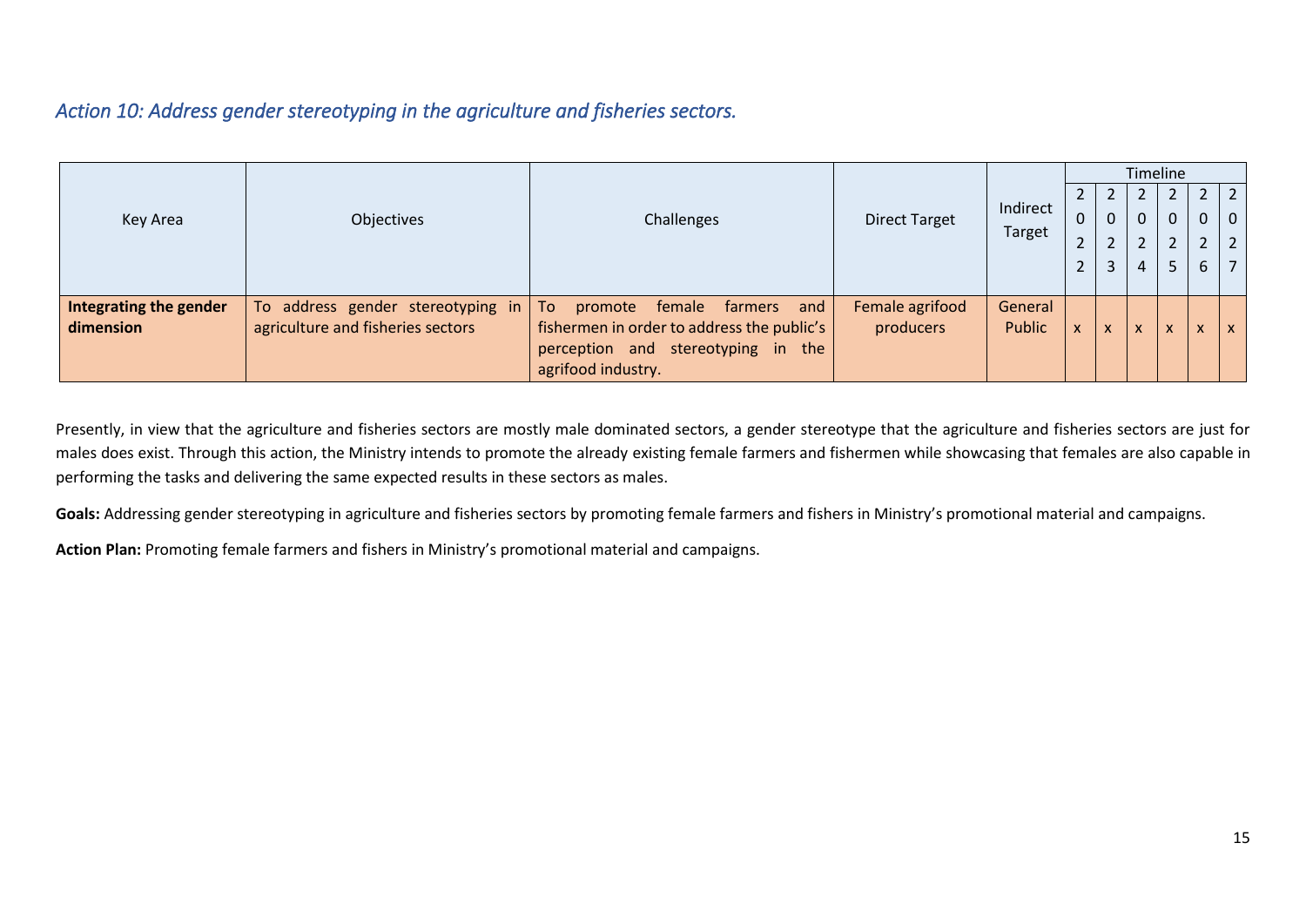## *Action 10: Address gender stereotyping in the agriculture and fisheries sectors.*

| Key Area | Objectives | Challenges | Direct Target | Indirect Target | Timeline | | | | | |
|---|---|---|---|---|---|---|---|---|---|---|
| | | | | | 2022 | 2023 | 2024 | 2025 | 2026 | 2027 |
| **Integrating the gender dimension** | To address gender stereotyping in agriculture and fisheries sectors | To promote female farmers and fishermen in order to address the public's perception and stereotyping in the agrifood industry. | Female agrifood producers | General Public | x | x | x | x | x | x |

Presently, in view that the agriculture and fisheries sectors are mostly male dominated sectors, a gender stereotype that the agriculture and fisheries sectors are just for males does exist. Through this action, the Ministry intends to promote the already existing female farmers and fishermen while showcasing that females are also capable in performing the tasks and delivering the same expected results in these sectors as males.

**Goals:** Addressing gender stereotyping in agriculture and fisheries sectors by promoting female farmers and fishers in Ministry's promotional material and campaigns.

**Action Plan:** Promoting female farmers and fishers in Ministry's promotional material and campaigns.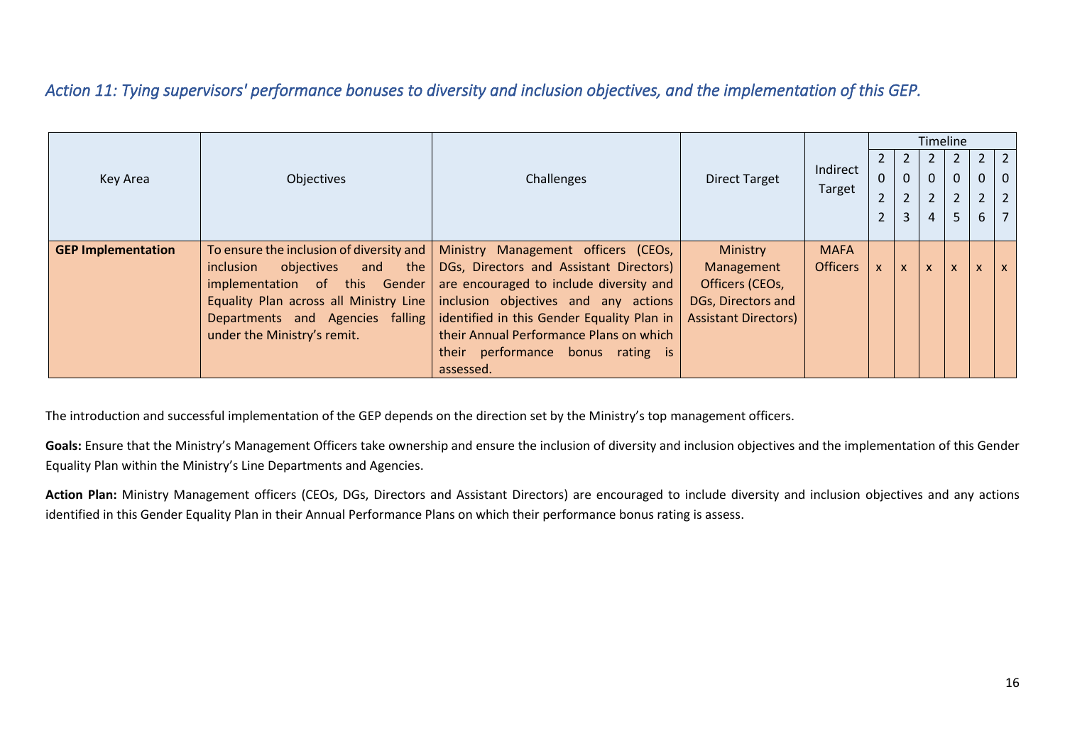### *Action 11: Tying supervisors' performance bonuses to diversity and inclusion objectives, and the implementation of this GEP.*

| Key Area | Objectives | Challenges | Direct Target | Indirect Target | Timeline | | | | | |
|---|---|---|---|---|---|---|---|---|---|---|
| | | | | | 2022 | 2023 | 2024 | 2025 | 2026 | 2027 |
| **GEP Implementation** | To ensure the inclusion of diversity and inclusion objectives and the implementation of this Gender Equality Plan across all Ministry Line Departments and Agencies falling under the Ministry's remit. | Ministry Management officers (CEOs, DGs, Directors and Assistant Directors) are encouraged to include diversity and inclusion objectives and any actions identified in this Gender Equality Plan in their Annual Performance Plans on which their performance bonus rating is assessed. | Ministry Management Officers (CEOs, DGs, Directors and Assistant Directors) | MAFA Officers | x | x | x | x | x | x |

The introduction and successful implementation of the GEP depends on the direction set by the Ministry's top management officers.

**Goals:** Ensure that the Ministry's Management Officers take ownership and ensure the inclusion of diversity and inclusion objectives and the implementation of this Gender Equality Plan within the Ministry's Line Departments and Agencies.

**Action Plan:** Ministry Management officers (CEOs, DGs, Directors and Assistant Directors) are encouraged to include diversity and inclusion objectives and any actions identified in this Gender Equality Plan in their Annual Performance Plans on which their performance bonus rating is assess.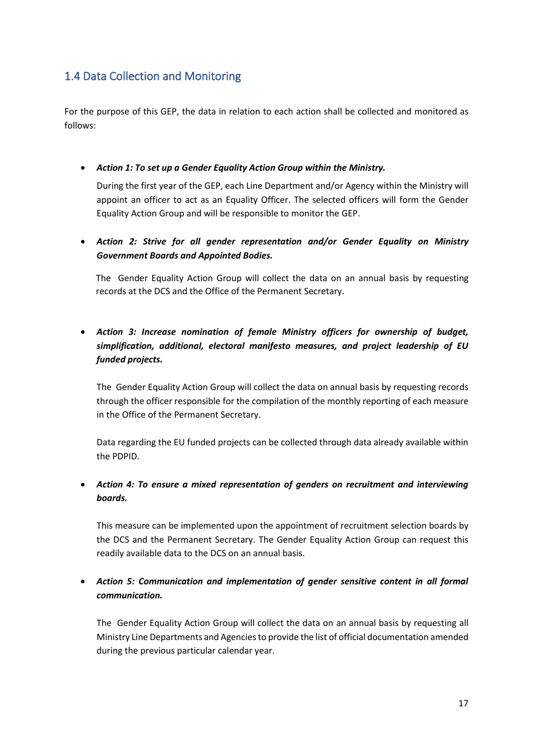## 1.4 Data Collection and Monitoring

For the purpose of this GEP, the data in relation to each action shall be collected and monitored as follows:

- ***Action 1: To set up a Gender Equality Action Group within the Ministry.***

  During the first year of the GEP, each Line Department and/or Agency within the Ministry will appoint an officer to act as an Equality Officer. The selected officers will form the Gender Equality Action Group and will be responsible to monitor the GEP.

- ***Action 2: Strive for all gender representation and/or Gender Equality on Ministry Government Boards and Appointed Bodies.***

  The Gender Equality Action Group will collect the data on an annual basis by requesting records at the DCS and the Office of the Permanent Secretary.

- ***Action 3: Increase nomination of female Ministry officers for ownership of budget, simplification, additional, electoral manifesto measures, and project leadership of EU funded projects.***

  The Gender Equality Action Group will collect the data on annual basis by requesting records through the officer responsible for the compilation of the monthly reporting of each measure in the Office of the Permanent Secretary.

  Data regarding the EU funded projects can be collected through data already available within the PDPID.

- ***Action 4: To ensure a mixed representation of genders on recruitment and interviewing boards.***

  This measure can be implemented upon the appointment of recruitment selection boards by the DCS and the Permanent Secretary. The Gender Equality Action Group can request this readily available data to the DCS on an annual basis.

- ***Action 5: Communication and implementation of gender sensitive content in all formal communication.***

  The Gender Equality Action Group will collect the data on an annual basis by requesting all Ministry Line Departments and Agencies to provide the list of official documentation amended during the previous particular calendar year.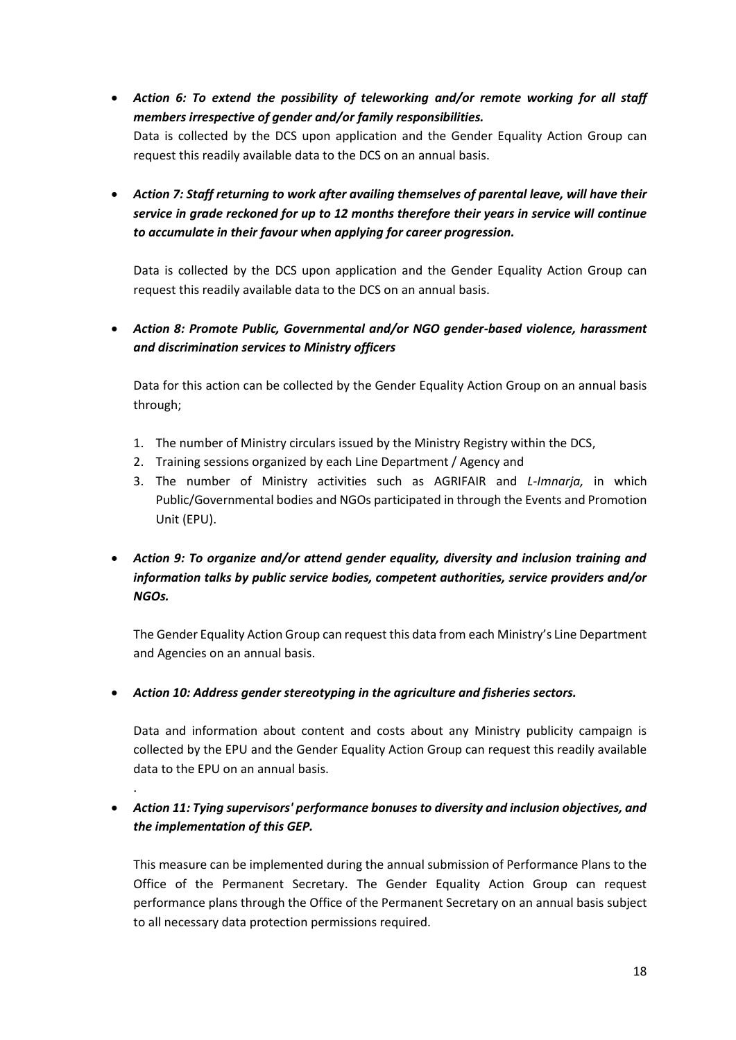- ***Action 6: To extend the possibility of teleworking and/or remote working for all staff members irrespective of gender and/or family responsibilities.***
  Data is collected by the DCS upon application and the Gender Equality Action Group can request this readily available data to the DCS on an annual basis.

- ***Action 7: Staff returning to work after availing themselves of parental leave, will have their service in grade reckoned for up to 12 months therefore their years in service will continue to accumulate in their favour when applying for career progression.***

  Data is collected by the DCS upon application and the Gender Equality Action Group can request this readily available data to the DCS on an annual basis.

- ***Action 8: Promote Public, Governmental and/or NGO gender-based violence, harassment and discrimination services to Ministry officers***

  Data for this action can be collected by the Gender Equality Action Group on an annual basis through;

  1. The number of Ministry circulars issued by the Ministry Registry within the DCS,
  2. Training sessions organized by each Line Department / Agency and
  3. The number of Ministry activities such as AGRIFAIR and *L-Imnarja,* in which Public/Governmental bodies and NGOs participated in through the Events and Promotion Unit (EPU).

- ***Action 9: To organize and/or attend gender equality, diversity and inclusion training and information talks by public service bodies, competent authorities, service providers and/or NGOs.***

  The Gender Equality Action Group can request this data from each Ministry's Line Department and Agencies on an annual basis.

- ***Action 10: Address gender stereotyping in the agriculture and fisheries sectors.***

  Data and information about content and costs about any Ministry publicity campaign is collected by the EPU and the Gender Equality Action Group can request this readily available data to the EPU on an annual basis.

  .

- ***Action 11: Tying supervisors' performance bonuses to diversity and inclusion objectives, and the implementation of this GEP.***

  This measure can be implemented during the annual submission of Performance Plans to the Office of the Permanent Secretary. The Gender Equality Action Group can request performance plans through the Office of the Permanent Secretary on an annual basis subject to all necessary data protection permissions required.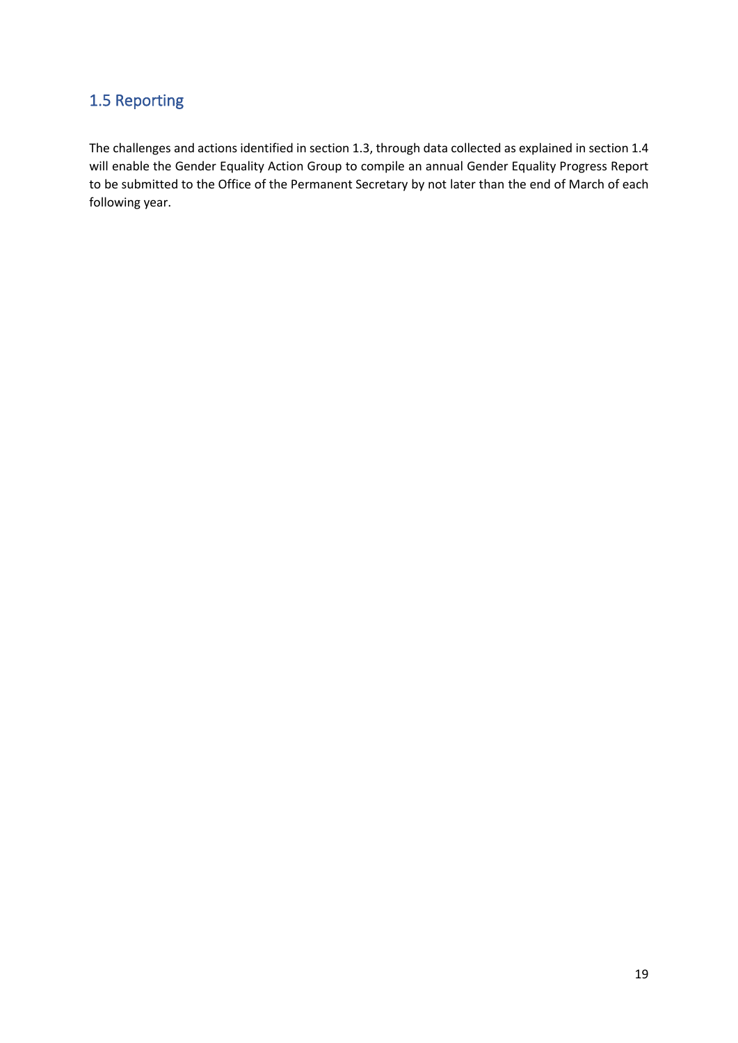## 1.5 Reporting

The challenges and actions identified in section 1.3, through data collected as explained in section 1.4 will enable the Gender Equality Action Group to compile an annual Gender Equality Progress Report to be submitted to the Office of the Permanent Secretary by not later than the end of March of each following year.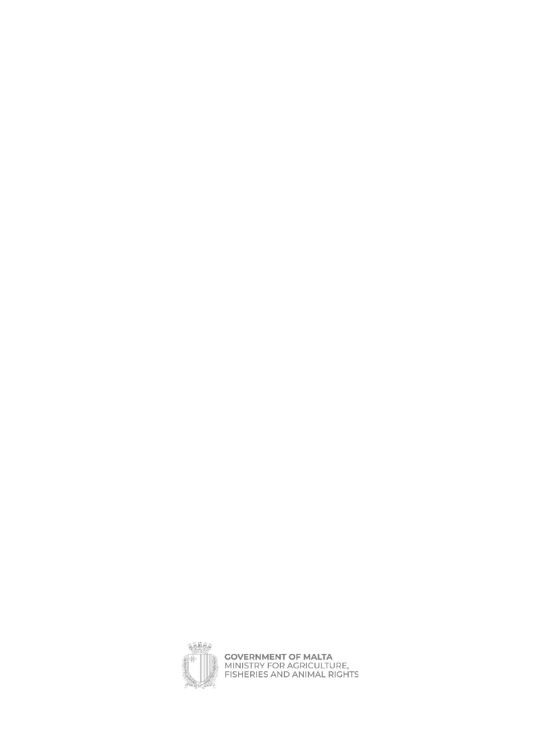GOVERNMENT OF MALTA
MINISTRY FOR AGRICULTURE,
FISHERIES AND ANIMAL RIGHTS